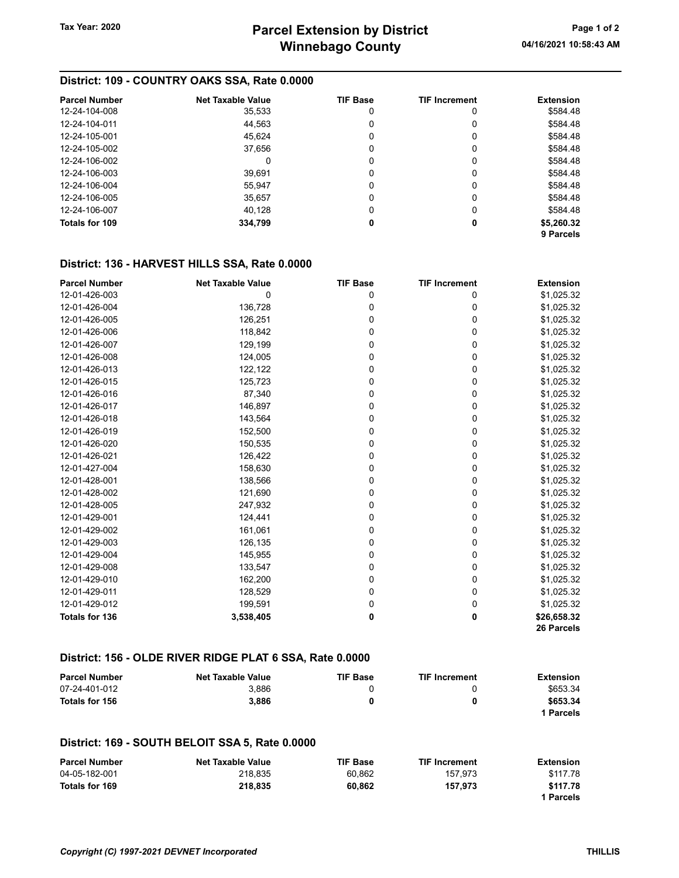# Parcel Extension by District
# Winnebago County

Tax Year: 2020

04/16/2021 10:58:43 AM

## District: 109 - COUNTRY OAKS SSA, Rate 0.0000

| Parcel Number | Net Taxable Value | TIF Base | TIF Increment | Extension |
|---|---|---|---|---|
| 12-24-104-008 | 35,533 | 0 | 0 | $584.48 |
| 12-24-104-011 | 44,563 | 0 | 0 | $584.48 |
| 12-24-105-001 | 45,624 | 0 | 0 | $584.48 |
| 12-24-105-002 | 37,656 | 0 | 0 | $584.48 |
| 12-24-106-002 | 0 | 0 | 0 | $584.48 |
| 12-24-106-003 | 39,691 | 0 | 0 | $584.48 |
| 12-24-106-004 | 55,947 | 0 | 0 | $584.48 |
| 12-24-106-005 | 35,657 | 0 | 0 | $584.48 |
| 12-24-106-007 | 40,128 | 0 | 0 | $584.48 |
| **Totals for 109** | **334,799** | **0** | **0** | **$5,260.32** |
| | | | | **9 Parcels** |

## District: 136 - HARVEST HILLS SSA, Rate 0.0000

| Parcel Number | Net Taxable Value | TIF Base | TIF Increment | Extension |
|---|---|---|---|---|
| 12-01-426-003 | 0 | 0 | 0 | $1,025.32 |
| 12-01-426-004 | 136,728 | 0 | 0 | $1,025.32 |
| 12-01-426-005 | 126,251 | 0 | 0 | $1,025.32 |
| 12-01-426-006 | 118,842 | 0 | 0 | $1,025.32 |
| 12-01-426-007 | 129,199 | 0 | 0 | $1,025.32 |
| 12-01-426-008 | 124,005 | 0 | 0 | $1,025.32 |
| 12-01-426-013 | 122,122 | 0 | 0 | $1,025.32 |
| 12-01-426-015 | 125,723 | 0 | 0 | $1,025.32 |
| 12-01-426-016 | 87,340 | 0 | 0 | $1,025.32 |
| 12-01-426-017 | 146,897 | 0 | 0 | $1,025.32 |
| 12-01-426-018 | 143,564 | 0 | 0 | $1,025.32 |
| 12-01-426-019 | 152,500 | 0 | 0 | $1,025.32 |
| 12-01-426-020 | 150,535 | 0 | 0 | $1,025.32 |
| 12-01-426-021 | 126,422 | 0 | 0 | $1,025.32 |
| 12-01-427-004 | 158,630 | 0 | 0 | $1,025.32 |
| 12-01-428-001 | 138,566 | 0 | 0 | $1,025.32 |
| 12-01-428-002 | 121,690 | 0 | 0 | $1,025.32 |
| 12-01-428-005 | 247,932 | 0 | 0 | $1,025.32 |
| 12-01-429-001 | 124,441 | 0 | 0 | $1,025.32 |
| 12-01-429-002 | 161,061 | 0 | 0 | $1,025.32 |
| 12-01-429-003 | 126,135 | 0 | 0 | $1,025.32 |
| 12-01-429-004 | 145,955 | 0 | 0 | $1,025.32 |
| 12-01-429-008 | 133,547 | 0 | 0 | $1,025.32 |
| 12-01-429-010 | 162,200 | 0 | 0 | $1,025.32 |
| 12-01-429-011 | 128,529 | 0 | 0 | $1,025.32 |
| 12-01-429-012 | 199,591 | 0 | 0 | $1,025.32 |
| **Totals for 136** | **3,538,405** | **0** | **0** | **$26,658.32** |
| | | | | **26 Parcels** |

## District: 156 - OLDE RIVER RIDGE PLAT 6 SSA, Rate 0.0000

| Parcel Number | Net Taxable Value | TIF Base | TIF Increment | Extension |
|---|---|---|---|---|
| 07-24-401-012 | 3,886 | 0 | 0 | $653.34 |
| **Totals for 156** | **3,886** | **0** | **0** | **$653.34** |
| | | | | **1 Parcels** |

## District: 169 - SOUTH BELOIT SSA 5, Rate 0.0000

| Parcel Number | Net Taxable Value | TIF Base | TIF Increment | Extension |
|---|---|---|---|---|
| 04-05-182-001 | 218,835 | 60,862 | 157,973 | $117.78 |
| **Totals for 169** | **218,835** | **60,862** | **157,973** | **$117.78** |
| | | | | **1 Parcels** |

*Copyright (C) 1997-2021 DEVNET Incorporated*

THILLIS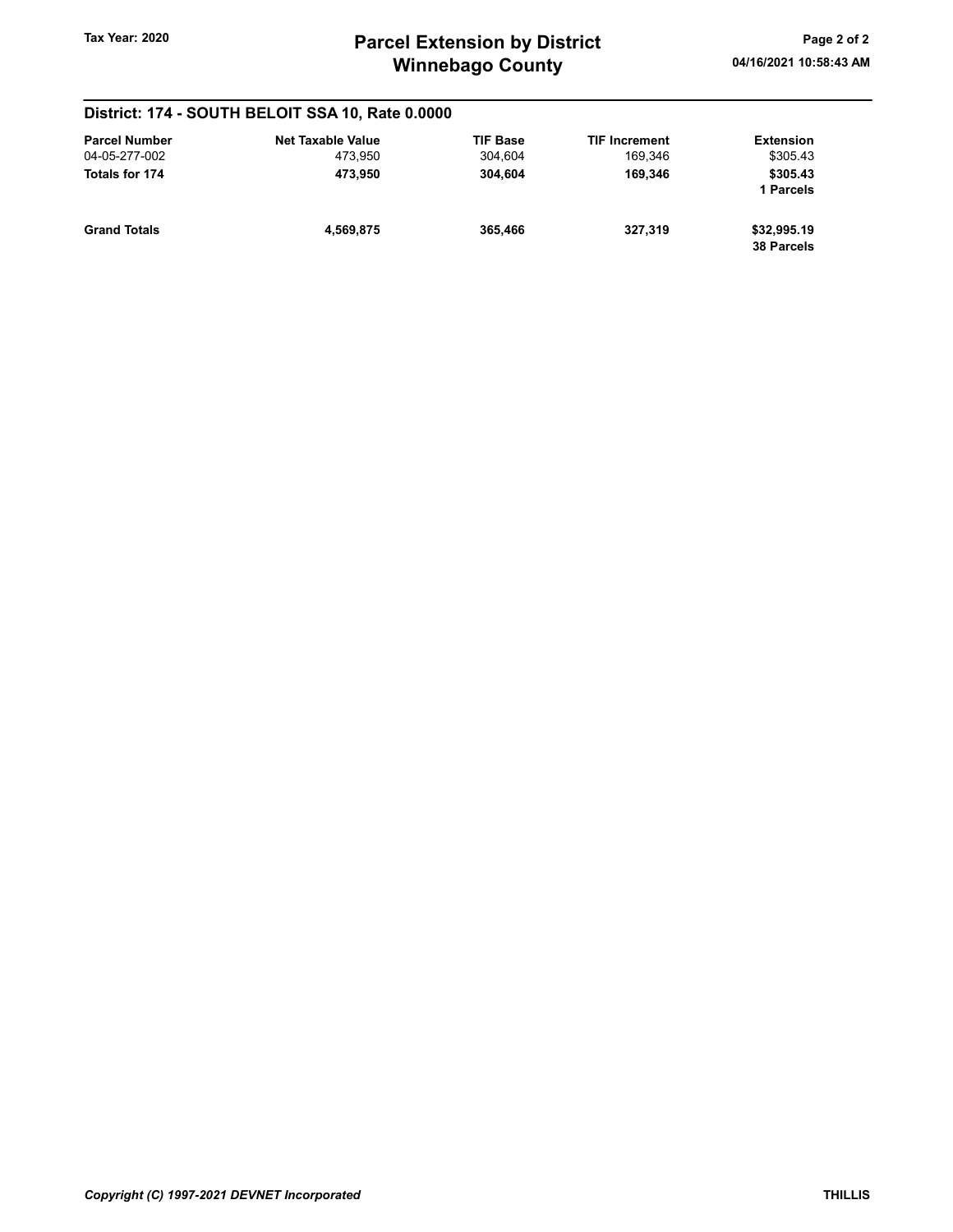## District: 174 - SOUTH BELOIT SSA 10, Rate 0.0000

| Parcel Number | Net Taxable Value | TIF Base | TIF Increment | Extension |
|---|---|---|---|---|
| 04-05-277-002 | 473,950 | 304,604 | 169,346 | $305.43 |
| **Totals for 174** | **473,950** | **304,604** | **169,346** | **$305.43** <br> **1 Parcels** |
| **Grand Totals** | **4,569,875** | **365,466** | **327,319** | **$32,995.19** <br> **38 Parcels** |

*Copyright (C) 1997-2021 DEVNET Incorporated* THILLIS